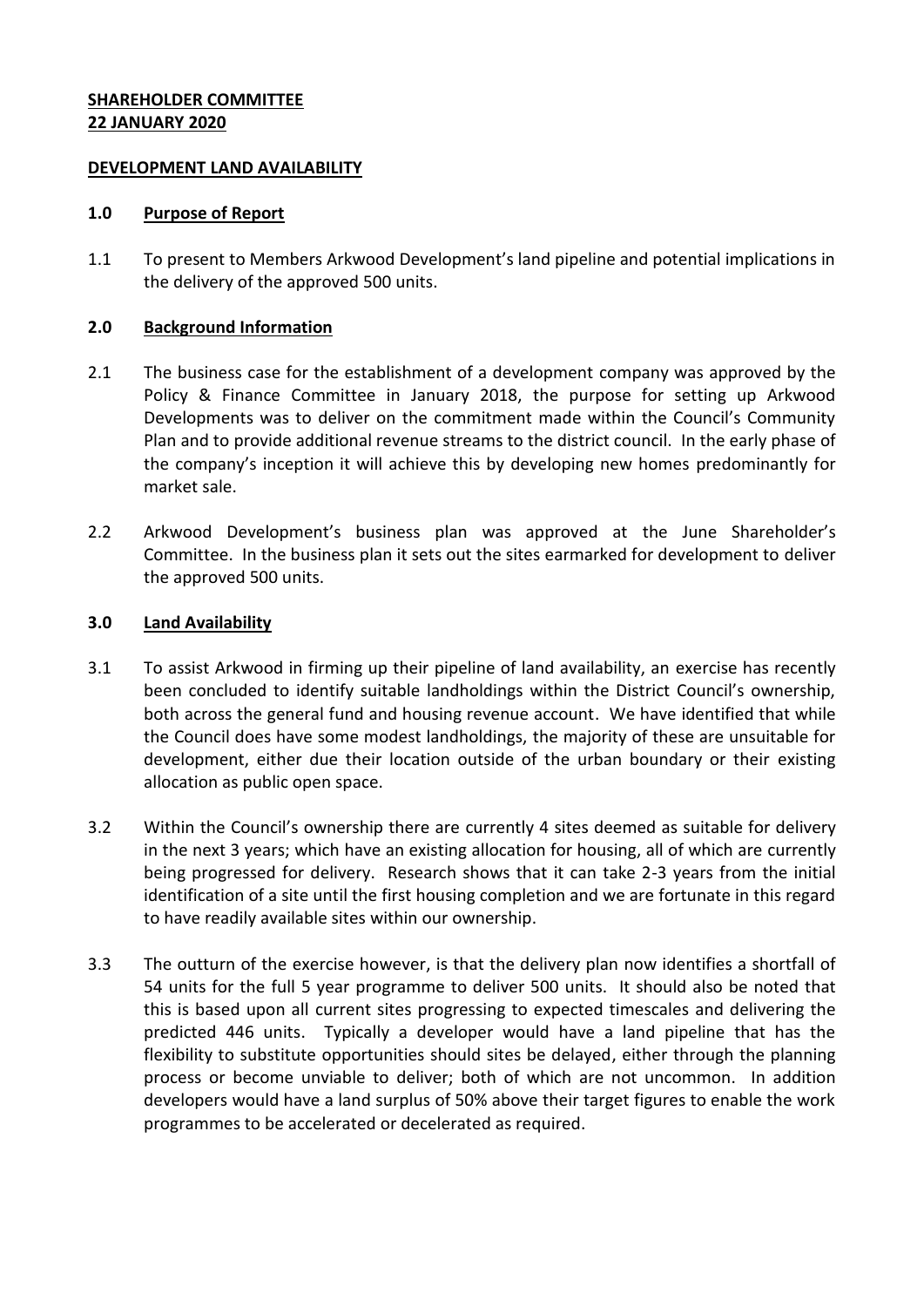**SHAREHOLDER COMMITTEE**
**22 JANUARY 2020**

**DEVELOPMENT LAND AVAILABILITY**

## 1.0 Purpose of Report

1.1 To present to Members Arkwood Development's land pipeline and potential implications in the delivery of the approved 500 units.

## 2.0 Background Information

2.1 The business case for the establishment of a development company was approved by the Policy & Finance Committee in January 2018, the purpose for setting up Arkwood Developments was to deliver on the commitment made within the Council's Community Plan and to provide additional revenue streams to the district council. In the early phase of the company's inception it will achieve this by developing new homes predominantly for market sale.

2.2 Arkwood Development's business plan was approved at the June Shareholder's Committee. In the business plan it sets out the sites earmarked for development to deliver the approved 500 units.

## 3.0 Land Availability

3.1 To assist Arkwood in firming up their pipeline of land availability, an exercise has recently been concluded to identify suitable landholdings within the District Council's ownership, both across the general fund and housing revenue account. We have identified that while the Council does have some modest landholdings, the majority of these are unsuitable for development, either due their location outside of the urban boundary or their existing allocation as public open space.

3.2 Within the Council's ownership there are currently 4 sites deemed as suitable for delivery in the next 3 years; which have an existing allocation for housing, all of which are currently being progressed for delivery. Research shows that it can take 2-3 years from the initial identification of a site until the first housing completion and we are fortunate in this regard to have readily available sites within our ownership.

3.3 The outturn of the exercise however, is that the delivery plan now identifies a shortfall of 54 units for the full 5 year programme to deliver 500 units. It should also be noted that this is based upon all current sites progressing to expected timescales and delivering the predicted 446 units. Typically a developer would have a land pipeline that has the flexibility to substitute opportunities should sites be delayed, either through the planning process or become unviable to deliver; both of which are not uncommon. In addition developers would have a land surplus of 50% above their target figures to enable the work programmes to be accelerated or decelerated as required.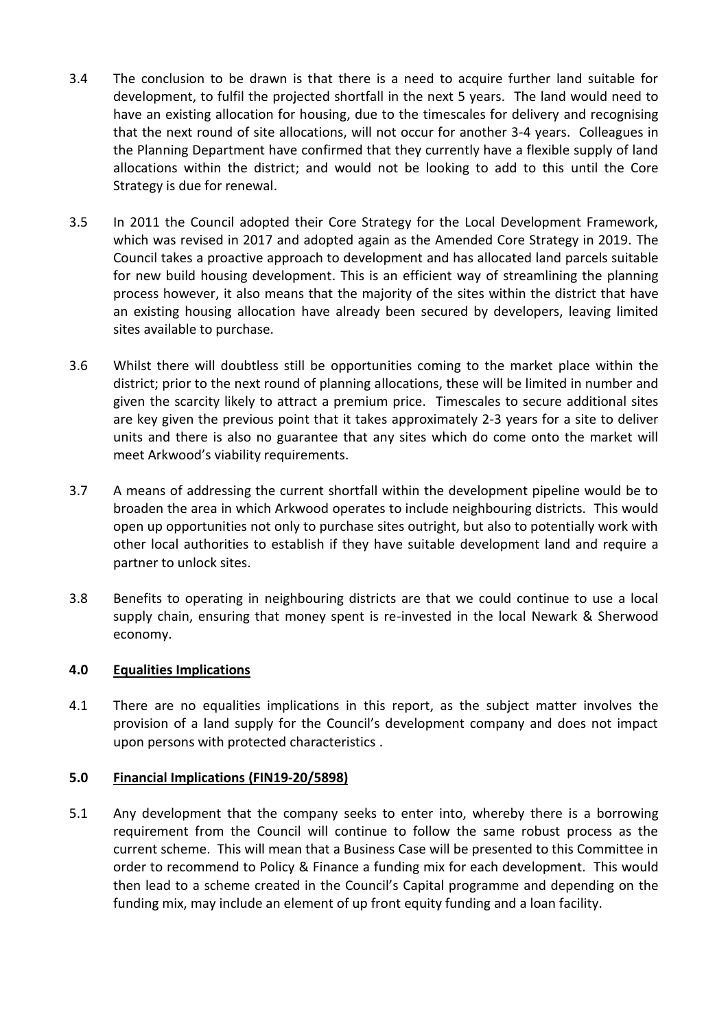3.4 The conclusion to be drawn is that there is a need to acquire further land suitable for development, to fulfil the projected shortfall in the next 5 years. The land would need to have an existing allocation for housing, due to the timescales for delivery and recognising that the next round of site allocations, will not occur for another 3-4 years. Colleagues in the Planning Department have confirmed that they currently have a flexible supply of land allocations within the district; and would not be looking to add to this until the Core Strategy is due for renewal.

3.5 In 2011 the Council adopted their Core Strategy for the Local Development Framework, which was revised in 2017 and adopted again as the Amended Core Strategy in 2019. The Council takes a proactive approach to development and has allocated land parcels suitable for new build housing development. This is an efficient way of streamlining the planning process however, it also means that the majority of the sites within the district that have an existing housing allocation have already been secured by developers, leaving limited sites available to purchase.

3.6 Whilst there will doubtless still be opportunities coming to the market place within the district; prior to the next round of planning allocations, these will be limited in number and given the scarcity likely to attract a premium price. Timescales to secure additional sites are key given the previous point that it takes approximately 2-3 years for a site to deliver units and there is also no guarantee that any sites which do come onto the market will meet Arkwood's viability requirements.

3.7 A means of addressing the current shortfall within the development pipeline would be to broaden the area in which Arkwood operates to include neighbouring districts. This would open up opportunities not only to purchase sites outright, but also to potentially work with other local authorities to establish if they have suitable development land and require a partner to unlock sites.

3.8 Benefits to operating in neighbouring districts are that we could continue to use a local supply chain, ensuring that money spent is re-invested in the local Newark & Sherwood economy.

## 4.0 Equalities Implications

4.1 There are no equalities implications in this report, as the subject matter involves the provision of a land supply for the Council's development company and does not impact upon persons with protected characteristics .

## 5.0 Financial Implications (FIN19-20/5898)

5.1 Any development that the company seeks to enter into, whereby there is a borrowing requirement from the Council will continue to follow the same robust process as the current scheme. This will mean that a Business Case will be presented to this Committee in order to recommend to Policy & Finance a funding mix for each development. This would then lead to a scheme created in the Council's Capital programme and depending on the funding mix, may include an element of up front equity funding and a loan facility.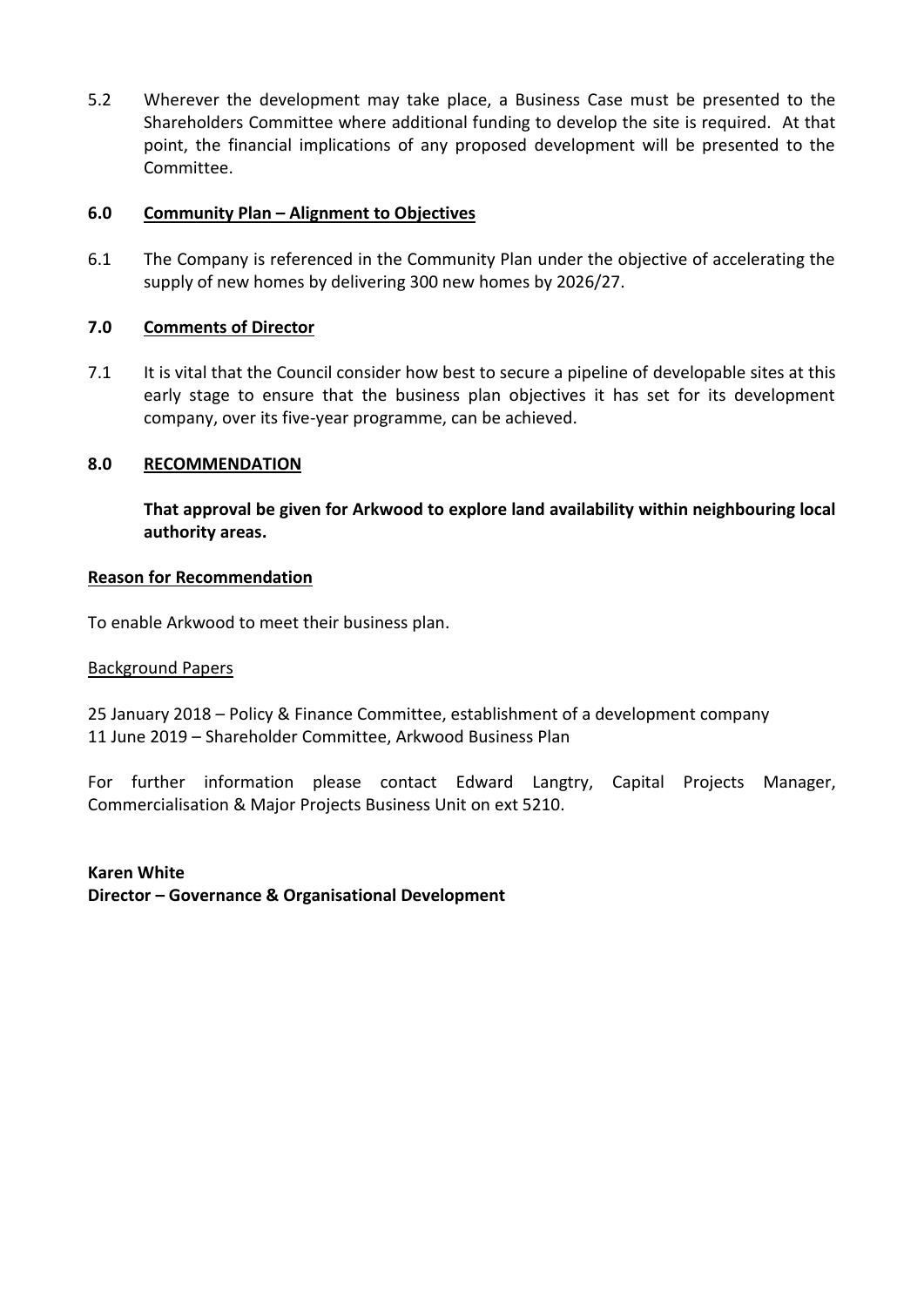5.2 Wherever the development may take place, a Business Case must be presented to the Shareholders Committee where additional funding to develop the site is required. At that point, the financial implications of any proposed development will be presented to the Committee.

## 6.0 Community Plan – Alignment to Objectives

6.1 The Company is referenced in the Community Plan under the objective of accelerating the supply of new homes by delivering 300 new homes by 2026/27.

## 7.0 Comments of Director

7.1 It is vital that the Council consider how best to secure a pipeline of developable sites at this early stage to ensure that the business plan objectives it has set for its development company, over its five-year programme, can be achieved.

## 8.0 RECOMMENDATION

**That approval be given for Arkwood to explore land availability within neighbouring local authority areas.**

**Reason for Recommendation**

To enable Arkwood to meet their business plan.

Background Papers

25 January 2018 – Policy & Finance Committee, establishment of a development company
11 June 2019 – Shareholder Committee, Arkwood Business Plan

For further information please contact Edward Langtry, Capital Projects Manager, Commercialisation & Major Projects Business Unit on ext 5210.

**Karen White**
**Director – Governance & Organisational Development**